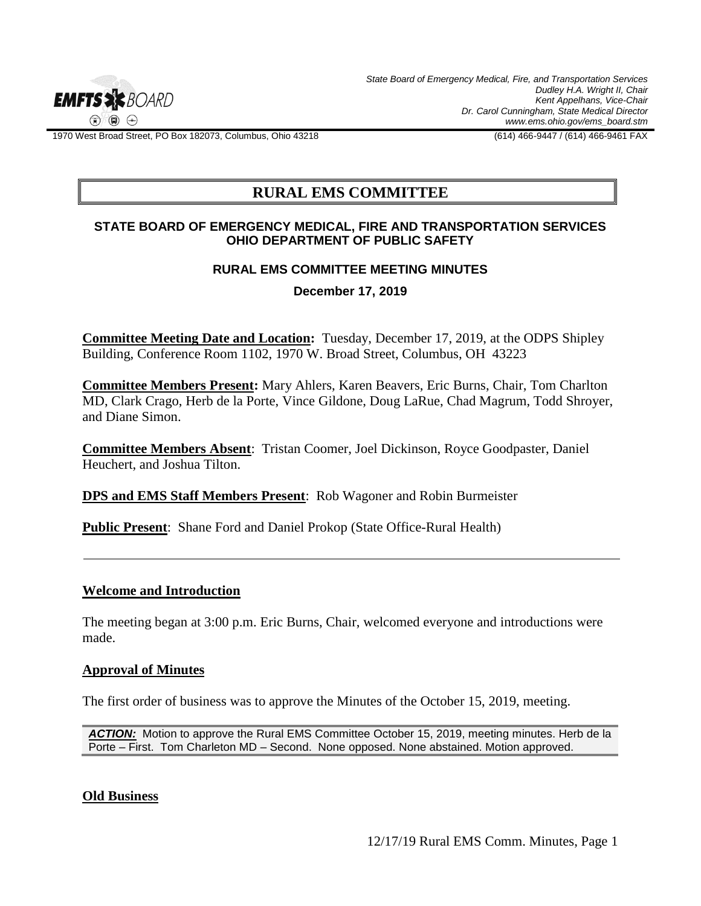State Board of Emergency Medical, Fire, and Transportation Services
Dudley H.A. Wright II, Chair
Kent Appelhans, Vice-Chair
Dr. Carol Cunningham, State Medical Director
www.ems.ohio.gov/ems_board.stm

1970 West Broad Street, PO Box 182073, Columbus, Ohio 43218 (614) 466-9447 / (614) 466-9461 FAX

# RURAL EMS COMMITTEE

**STATE BOARD OF EMERGENCY MEDICAL, FIRE AND TRANSPORTATION SERVICES**
**OHIO DEPARTMENT OF PUBLIC SAFETY**

**RURAL EMS COMMITTEE MEETING MINUTES**

**December 17, 2019**

**Committee Meeting Date and Location:** Tuesday, December 17, 2019, at the ODPS Shipley Building, Conference Room 1102, 1970 W. Broad Street, Columbus, OH 43223

**Committee Members Present:** Mary Ahlers, Karen Beavers, Eric Burns, Chair, Tom Charlton MD, Clark Crago, Herb de la Porte, Vince Gildone, Doug LaRue, Chad Magrum, Todd Shroyer, and Diane Simon.

**Committee Members Absent**: Tristan Coomer, Joel Dickinson, Royce Goodpaster, Daniel Heuchert, and Joshua Tilton.

**DPS and EMS Staff Members Present**: Rob Wagoner and Robin Burmeister

**Public Present**: Shane Ford and Daniel Prokop (State Office-Rural Health)

---

## Welcome and Introduction

The meeting began at 3:00 p.m. Eric Burns, Chair, welcomed everyone and introductions were made.

## Approval of Minutes

The first order of business was to approve the Minutes of the October 15, 2019, meeting.

***ACTION:*** Motion to approve the Rural EMS Committee October 15, 2019, meeting minutes. Herb de la Porte – First. Tom Charleton MD – Second. None opposed. None abstained. Motion approved.

## Old Business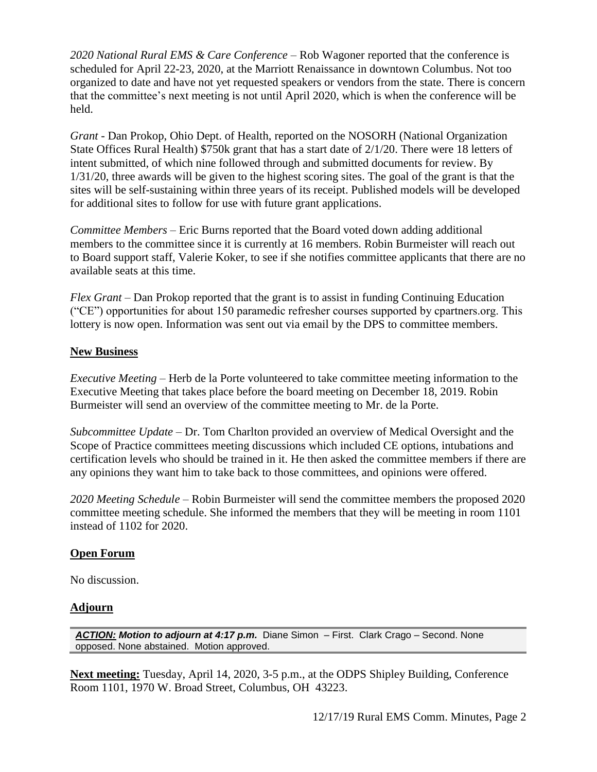*2020 National Rural EMS & Care Conference* – Rob Wagoner reported that the conference is scheduled for April 22-23, 2020, at the Marriott Renaissance in downtown Columbus. Not too organized to date and have not yet requested speakers or vendors from the state. There is concern that the committee's next meeting is not until April 2020, which is when the conference will be held.

*Grant* - Dan Prokop, Ohio Dept. of Health, reported on the NOSORH (National Organization State Offices Rural Health) $750k grant that has a start date of 2/1/20. There were 18 letters of intent submitted, of which nine followed through and submitted documents for review. By 1/31/20, three awards will be given to the highest scoring sites. The goal of the grant is that the sites will be self-sustaining within three years of its receipt. Published models will be developed for additional sites to follow for use with future grant applications.

*Committee Members* – Eric Burns reported that the Board voted down adding additional members to the committee since it is currently at 16 members. Robin Burmeister will reach out to Board support staff, Valerie Koker, to see if she notifies committee applicants that there are no available seats at this time.

*Flex Grant* – Dan Prokop reported that the grant is to assist in funding Continuing Education ("CE") opportunities for about 150 paramedic refresher courses supported by cpartners.org. This lottery is now open. Information was sent out via email by the DPS to committee members.

## New Business

*Executive Meeting* – Herb de la Porte volunteered to take committee meeting information to the Executive Meeting that takes place before the board meeting on December 18, 2019. Robin Burmeister will send an overview of the committee meeting to Mr. de la Porte.

*Subcommittee Update* – Dr. Tom Charlton provided an overview of Medical Oversight and the Scope of Practice committees meeting discussions which included CE options, intubations and certification levels who should be trained in it. He then asked the committee members if there are any opinions they want him to take back to those committees, and opinions were offered.

*2020 Meeting Schedule* – Robin Burmeister will send the committee members the proposed 2020 committee meeting schedule. She informed the members that they will be meeting in room 1101 instead of 1102 for 2020.

## Open Forum

No discussion.

## Adjourn

***ACTION:* *Motion to adjourn at 4:17 p.m.*** Diane Simon – First. Clark Crago – Second. None opposed. None abstained. Motion approved.

**Next meeting:** Tuesday, April 14, 2020, 3-5 p.m., at the ODPS Shipley Building, Conference Room 1101, 1970 W. Broad Street, Columbus, OH 43223.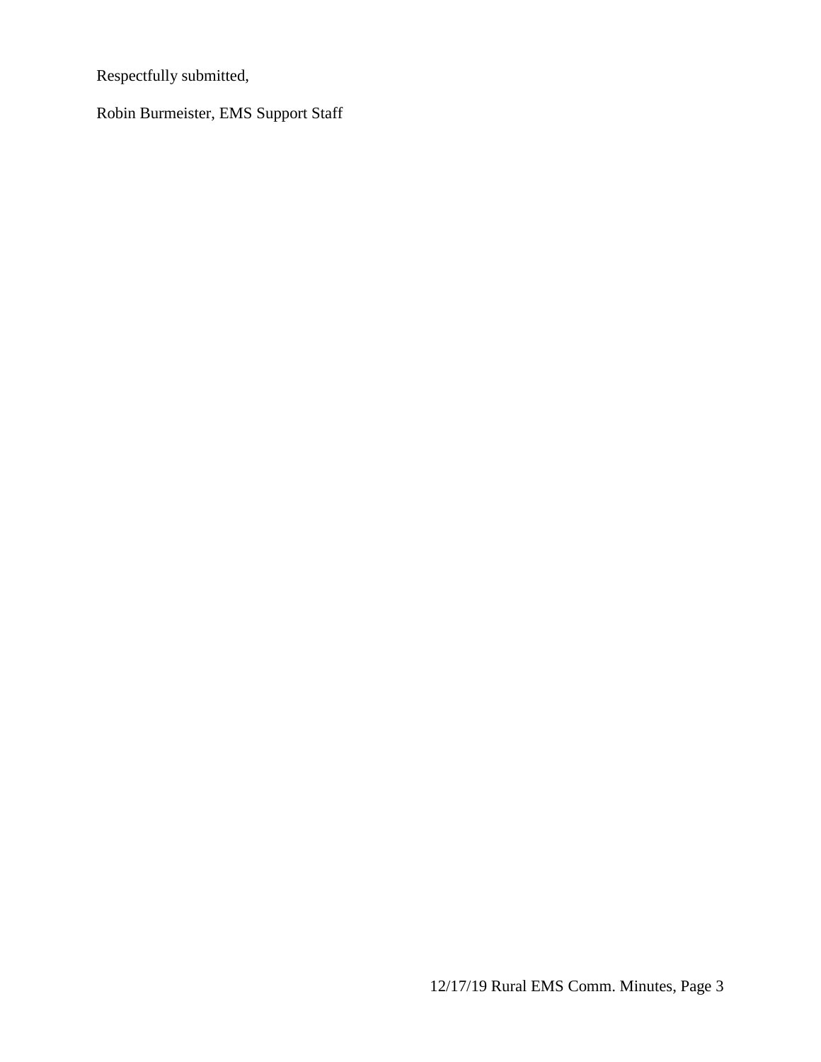Respectfully submitted,

Robin Burmeister, EMS Support Staff